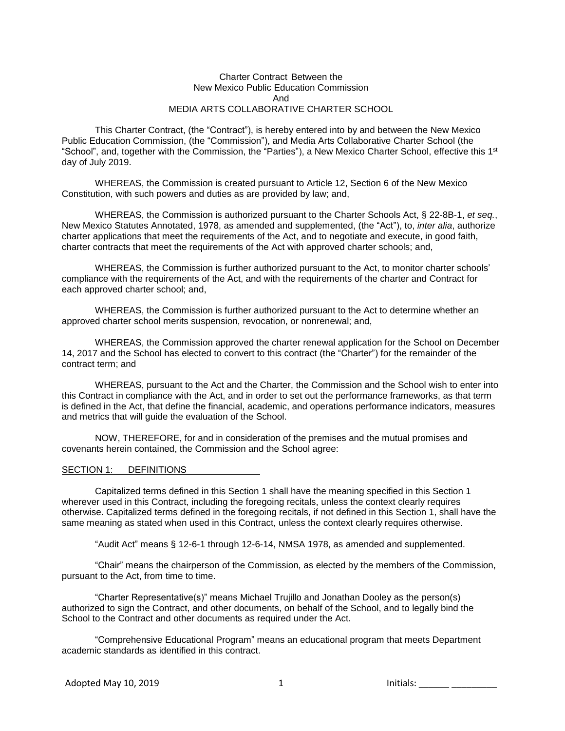Charter Contract Between the
New Mexico Public Education Commission
And
MEDIA ARTS COLLABORATIVE CHARTER SCHOOL

This Charter Contract, (the "Contract"), is hereby entered into by and between the New Mexico Public Education Commission, (the "Commission"), and Media Arts Collaborative Charter School (the "School", and, together with the Commission, the "Parties"), a New Mexico Charter School, effective this 1st day of July 2019.

WHEREAS, the Commission is created pursuant to Article 12, Section 6 of the New Mexico Constitution, with such powers and duties as are provided by law; and,

WHEREAS, the Commission is authorized pursuant to the Charter Schools Act, § 22-8B-1, *et seq.*, New Mexico Statutes Annotated, 1978, as amended and supplemented, (the "Act"), to, *inter alia*, authorize charter applications that meet the requirements of the Act, and to negotiate and execute, in good faith, charter contracts that meet the requirements of the Act with approved charter schools; and,

WHEREAS, the Commission is further authorized pursuant to the Act, to monitor charter schools' compliance with the requirements of the Act, and with the requirements of the charter and Contract for each approved charter school; and,

WHEREAS, the Commission is further authorized pursuant to the Act to determine whether an approved charter school merits suspension, revocation, or nonrenewal; and,

WHEREAS, the Commission approved the charter renewal application for the School on December 14, 2017 and the School has elected to convert to this contract (the "Charter") for the remainder of the contract term; and

WHEREAS, pursuant to the Act and the Charter, the Commission and the School wish to enter into this Contract in compliance with the Act, and in order to set out the performance frameworks, as that term is defined in the Act, that define the financial, academic, and operations performance indicators, measures and metrics that will guide the evaluation of the School.

NOW, THEREFORE, for and in consideration of the premises and the mutual promises and covenants herein contained, the Commission and the School agree:

## SECTION 1: DEFINITIONS

Capitalized terms defined in this Section 1 shall have the meaning specified in this Section 1 wherever used in this Contract, including the foregoing recitals, unless the context clearly requires otherwise. Capitalized terms defined in the foregoing recitals, if not defined in this Section 1, shall have the same meaning as stated when used in this Contract, unless the context clearly requires otherwise.

"Audit Act" means § 12-6-1 through 12-6-14, NMSA 1978, as amended and supplemented.

"Chair" means the chairperson of the Commission, as elected by the members of the Commission, pursuant to the Act, from time to time.

"Charter Representative(s)" means Michael Trujillo and Jonathan Dooley as the person(s) authorized to sign the Contract, and other documents, on behalf of the School, and to legally bind the School to the Contract and other documents as required under the Act.

"Comprehensive Educational Program" means an educational program that meets Department academic standards as identified in this contract.

Adopted May 10, 2019 Initials: ______ _________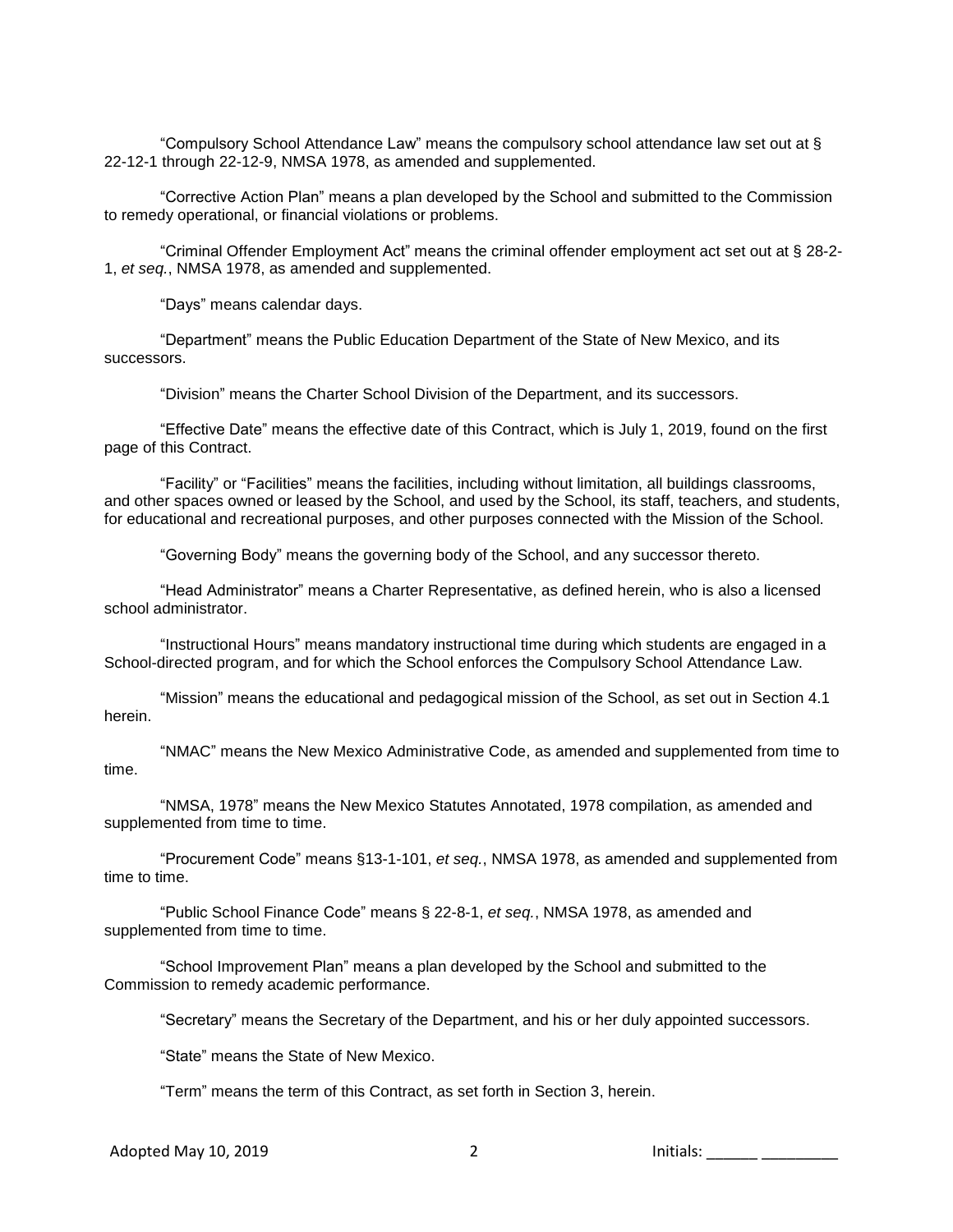"Compulsory School Attendance Law" means the compulsory school attendance law set out at § 22-12-1 through 22-12-9, NMSA 1978, as amended and supplemented.

"Corrective Action Plan" means a plan developed by the School and submitted to the Commission to remedy operational, or financial violations or problems.

"Criminal Offender Employment Act" means the criminal offender employment act set out at § 28-2-1, *et seq.*, NMSA 1978, as amended and supplemented.

"Days" means calendar days.

"Department" means the Public Education Department of the State of New Mexico, and its successors.

"Division" means the Charter School Division of the Department, and its successors.

"Effective Date" means the effective date of this Contract, which is July 1, 2019, found on the first page of this Contract.

"Facility" or "Facilities" means the facilities, including without limitation, all buildings classrooms, and other spaces owned or leased by the School, and used by the School, its staff, teachers, and students, for educational and recreational purposes, and other purposes connected with the Mission of the School.

"Governing Body" means the governing body of the School, and any successor thereto.

"Head Administrator" means a Charter Representative, as defined herein, who is also a licensed school administrator.

"Instructional Hours" means mandatory instructional time during which students are engaged in a School-directed program, and for which the School enforces the Compulsory School Attendance Law.

"Mission" means the educational and pedagogical mission of the School, as set out in Section 4.1 herein.

"NMAC" means the New Mexico Administrative Code, as amended and supplemented from time to time.

"NMSA, 1978" means the New Mexico Statutes Annotated, 1978 compilation, as amended and supplemented from time to time.

"Procurement Code" means §13-1-101, *et seq.*, NMSA 1978, as amended and supplemented from time to time.

"Public School Finance Code" means § 22-8-1, *et seq.*, NMSA 1978, as amended and supplemented from time to time.

"School Improvement Plan" means a plan developed by the School and submitted to the Commission to remedy academic performance.

"Secretary" means the Secretary of the Department, and his or her duly appointed successors.

"State" means the State of New Mexico.

"Term" means the term of this Contract, as set forth in Section 3, herein.

Adopted May 10, 2019 Initials: ______ _________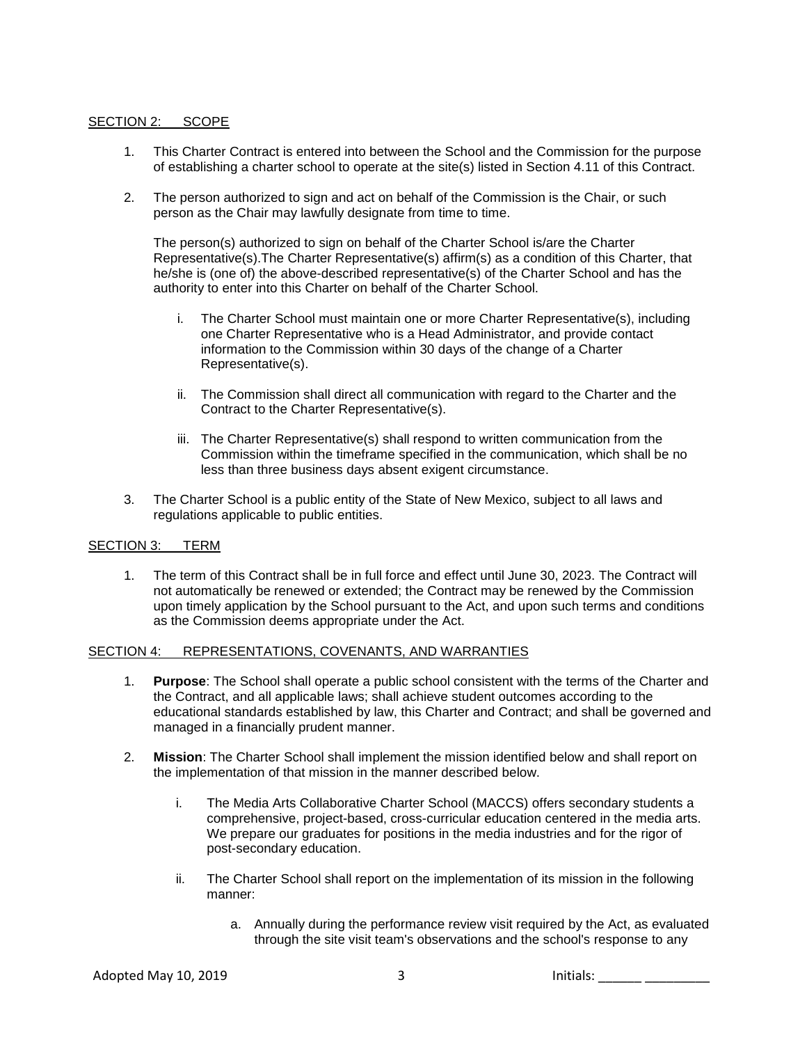## SECTION 2: SCOPE

1. This Charter Contract is entered into between the School and the Commission for the purpose of establishing a charter school to operate at the site(s) listed in Section 4.11 of this Contract.

2. The person authorized to sign and act on behalf of the Commission is the Chair, or such person as the Chair may lawfully designate from time to time.

   The person(s) authorized to sign on behalf of the Charter School is/are the Charter Representative(s).The Charter Representative(s) affirm(s) as a condition of this Charter, that he/she is (one of) the above-described representative(s) of the Charter School and has the authority to enter into this Charter on behalf of the Charter School.

   i. The Charter School must maintain one or more Charter Representative(s), including one Charter Representative who is a Head Administrator, and provide contact information to the Commission within 30 days of the change of a Charter Representative(s).

   ii. The Commission shall direct all communication with regard to the Charter and the Contract to the Charter Representative(s).

   iii. The Charter Representative(s) shall respond to written communication from the Commission within the timeframe specified in the communication, which shall be no less than three business days absent exigent circumstance.

3. The Charter School is a public entity of the State of New Mexico, subject to all laws and regulations applicable to public entities.

## SECTION 3: TERM

1. The term of this Contract shall be in full force and effect until June 30, 2023. The Contract will not automatically be renewed or extended; the Contract may be renewed by the Commission upon timely application by the School pursuant to the Act, and upon such terms and conditions as the Commission deems appropriate under the Act.

## SECTION 4: REPRESENTATIONS, COVENANTS, AND WARRANTIES

1. **Purpose**: The School shall operate a public school consistent with the terms of the Charter and the Contract, and all applicable laws; shall achieve student outcomes according to the educational standards established by law, this Charter and Contract; and shall be governed and managed in a financially prudent manner.

2. **Mission**: The Charter School shall implement the mission identified below and shall report on the implementation of that mission in the manner described below.

   i. The Media Arts Collaborative Charter School (MACCS) offers secondary students a comprehensive, project-based, cross-curricular education centered in the media arts. We prepare our graduates for positions in the media industries and for the rigor of post-secondary education.

   ii. The Charter School shall report on the implementation of its mission in the following manner:

      a. Annually during the performance review visit required by the Act, as evaluated through the site visit team's observations and the school's response to any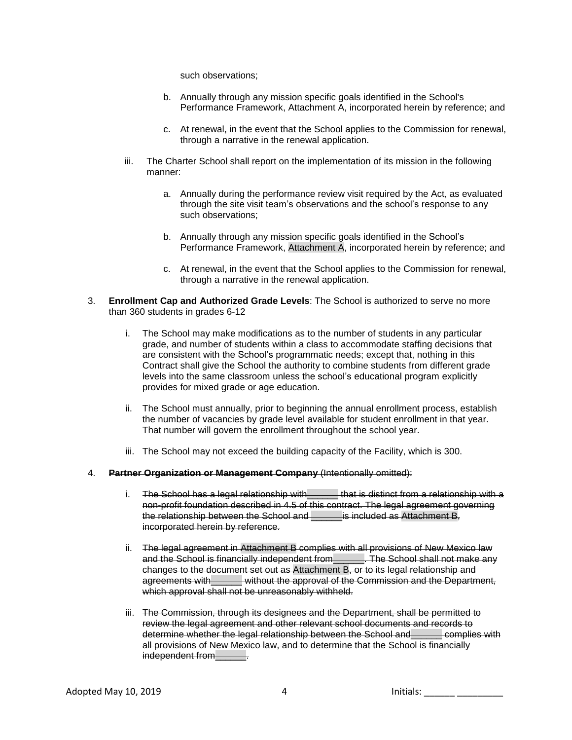such observations;

b. Annually through any mission specific goals identified in the School's Performance Framework, Attachment A, incorporated herein by reference; and

c. At renewal, in the event that the School applies to the Commission for renewal, through a narrative in the renewal application.

iii. The Charter School shall report on the implementation of its mission in the following manner:

a. Annually during the performance review visit required by the Act, as evaluated through the site visit team's observations and the school's response to any such observations;

b. Annually through any mission specific goals identified in the School's Performance Framework, Attachment A, incorporated herein by reference; and

c. At renewal, in the event that the School applies to the Commission for renewal, through a narrative in the renewal application.

3. **Enrollment Cap and Authorized Grade Levels**: The School is authorized to serve no more than 360 students in grades 6-12

i. The School may make modifications as to the number of students in any particular grade, and number of students within a class to accommodate staffing decisions that are consistent with the School's programmatic needs; except that, nothing in this Contract shall give the School the authority to combine students from different grade levels into the same classroom unless the school's educational program explicitly provides for mixed grade or age education.

ii. The School must annually, prior to beginning the annual enrollment process, establish the number of vacancies by grade level available for student enrollment in that year. That number will govern the enrollment throughout the school year.

iii. The School may not exceed the building capacity of the Facility, which is 300.

4. ~~**Partner Organization or Management Company** (Intentionally omitted):~~

i. ~~The School has a legal relationship with______ that is distinct from a relationship with a non-profit foundation described in 4.5 of this contract. The legal agreement governing the relationship between the School and ______is included as Attachment B, incorporated herein by reference.~~

ii. ~~The legal agreement in Attachment B complies with all provisions of New Mexico law and the School is financially independent from______. The School shall not make any changes to the document set out as Attachment B, or to its legal relationship and agreements with______ without the approval of the Commission and the Department, which approval shall not be unreasonably withheld.~~

iii. ~~The Commission, through its designees and the Department, shall be permitted to review the legal agreement and other relevant school documents and records to determine whether the legal relationship between the School and______ complies with all provisions of New Mexico law, and to determine that the School is financially independent from______.~~

Adopted May 10, 2019 Initials: ______ _________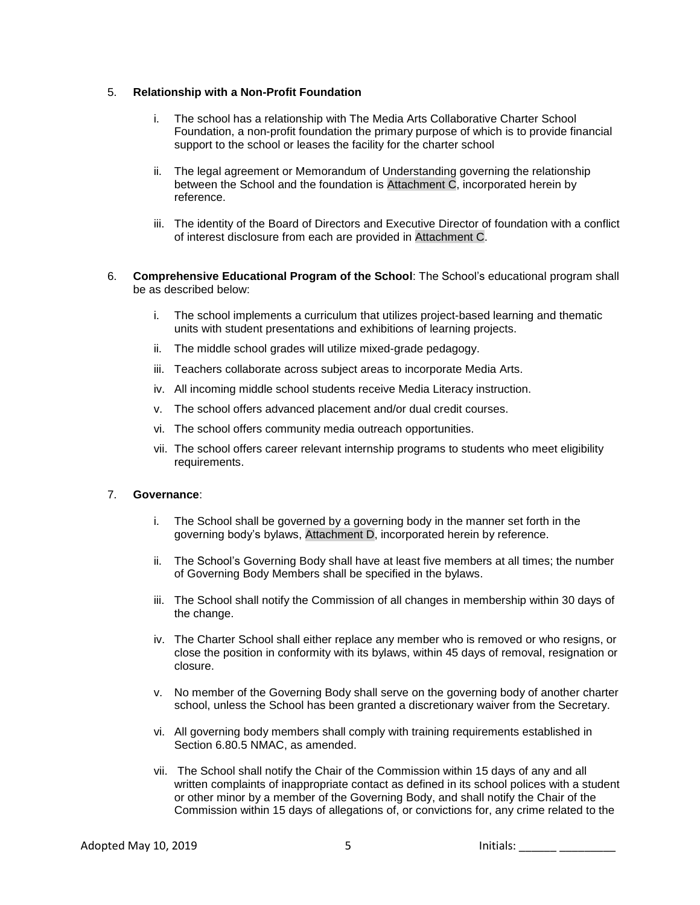5. **Relationship with a Non-Profit Foundation**

   i. The school has a relationship with The Media Arts Collaborative Charter School Foundation, a non-profit foundation the primary purpose of which is to provide financial support to the school or leases the facility for the charter school

   ii. The legal agreement or Memorandum of Understanding governing the relationship between the School and the foundation is Attachment C, incorporated herein by reference.

   iii. The identity of the Board of Directors and Executive Director of foundation with a conflict of interest disclosure from each are provided in Attachment C.

6. **Comprehensive Educational Program of the School**: The School's educational program shall be as described below:

   i. The school implements a curriculum that utilizes project-based learning and thematic units with student presentations and exhibitions of learning projects.

   ii. The middle school grades will utilize mixed-grade pedagogy.

   iii. Teachers collaborate across subject areas to incorporate Media Arts.

   iv. All incoming middle school students receive Media Literacy instruction.

   v. The school offers advanced placement and/or dual credit courses.

   vi. The school offers community media outreach opportunities.

   vii. The school offers career relevant internship programs to students who meet eligibility requirements.

7. **Governance**:

   i. The School shall be governed by a governing body in the manner set forth in the governing body's bylaws, Attachment D, incorporated herein by reference.

   ii. The School's Governing Body shall have at least five members at all times; the number of Governing Body Members shall be specified in the bylaws.

   iii. The School shall notify the Commission of all changes in membership within 30 days of the change.

   iv. The Charter School shall either replace any member who is removed or who resigns, or close the position in conformity with its bylaws, within 45 days of removal, resignation or closure.

   v. No member of the Governing Body shall serve on the governing body of another charter school, unless the School has been granted a discretionary waiver from the Secretary.

   vi. All governing body members shall comply with training requirements established in Section 6.80.5 NMAC, as amended.

   vii. The School shall notify the Chair of the Commission within 15 days of any and all written complaints of inappropriate contact as defined in its school polices with a student or other minor by a member of the Governing Body, and shall notify the Chair of the Commission within 15 days of allegations of, or convictions for, any crime related to the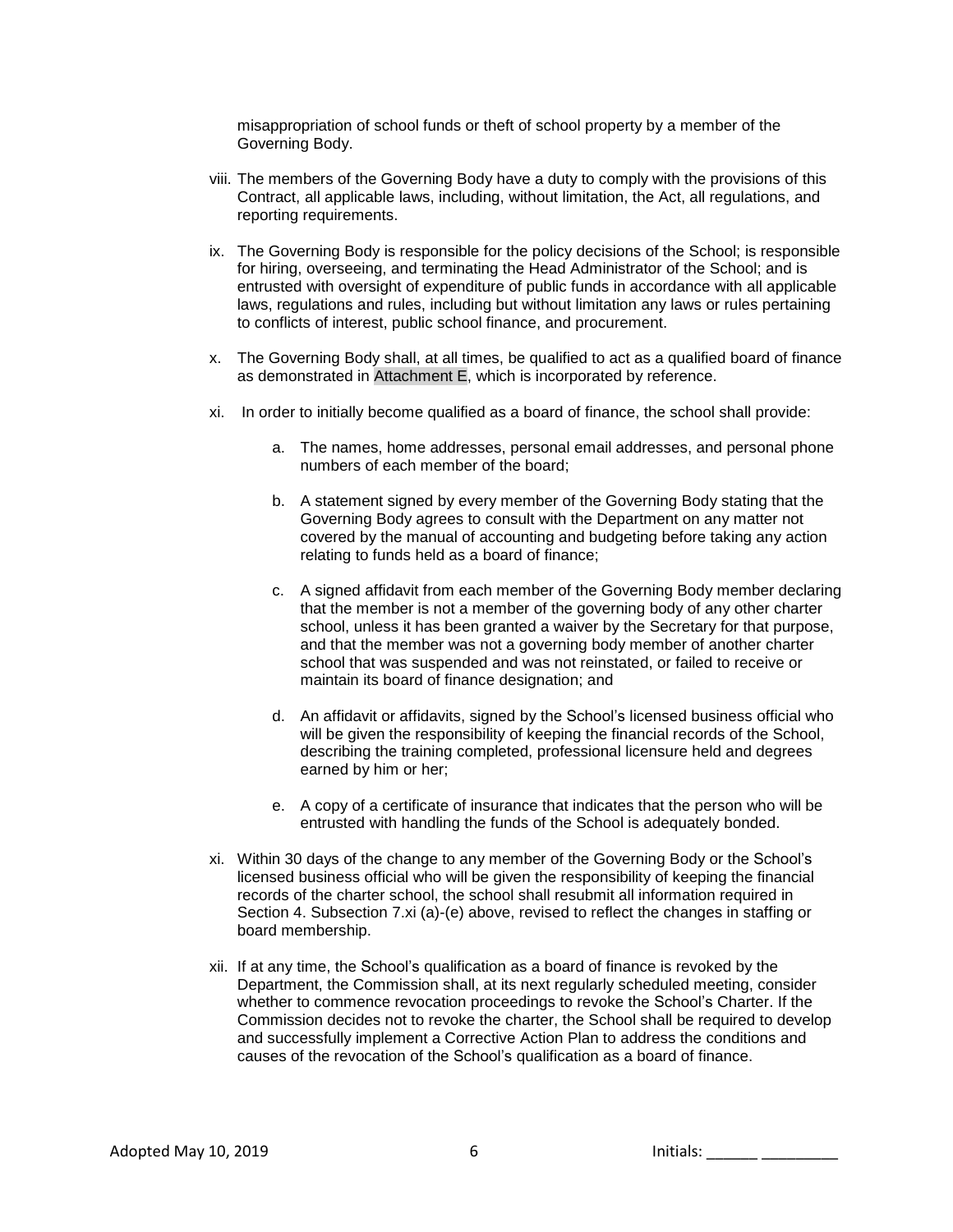misappropriation of school funds or theft of school property by a member of the Governing Body.

viii. The members of the Governing Body have a duty to comply with the provisions of this Contract, all applicable laws, including, without limitation, the Act, all regulations, and reporting requirements.

ix. The Governing Body is responsible for the policy decisions of the School; is responsible for hiring, overseeing, and terminating the Head Administrator of the School; and is entrusted with oversight of expenditure of public funds in accordance with all applicable laws, regulations and rules, including but without limitation any laws or rules pertaining to conflicts of interest, public school finance, and procurement.

x. The Governing Body shall, at all times, be qualified to act as a qualified board of finance as demonstrated in Attachment E, which is incorporated by reference.

xi. In order to initially become qualified as a board of finance, the school shall provide:

   a. The names, home addresses, personal email addresses, and personal phone numbers of each member of the board;

   b. A statement signed by every member of the Governing Body stating that the Governing Body agrees to consult with the Department on any matter not covered by the manual of accounting and budgeting before taking any action relating to funds held as a board of finance;

   c. A signed affidavit from each member of the Governing Body member declaring that the member is not a member of the governing body of any other charter school, unless it has been granted a waiver by the Secretary for that purpose, and that the member was not a governing body member of another charter school that was suspended and was not reinstated, or failed to receive or maintain its board of finance designation; and

   d. An affidavit or affidavits, signed by the School's licensed business official who will be given the responsibility of keeping the financial records of the School, describing the training completed, professional licensure held and degrees earned by him or her;

   e. A copy of a certificate of insurance that indicates that the person who will be entrusted with handling the funds of the School is adequately bonded.

xi. Within 30 days of the change to any member of the Governing Body or the School's licensed business official who will be given the responsibility of keeping the financial records of the charter school, the school shall resubmit all information required in Section 4. Subsection 7.xi (a)-(e) above, revised to reflect the changes in staffing or board membership.

xii. If at any time, the School's qualification as a board of finance is revoked by the Department, the Commission shall, at its next regularly scheduled meeting, consider whether to commence revocation proceedings to revoke the School's Charter. If the Commission decides not to revoke the charter, the School shall be required to develop and successfully implement a Corrective Action Plan to address the conditions and causes of the revocation of the School's qualification as a board of finance.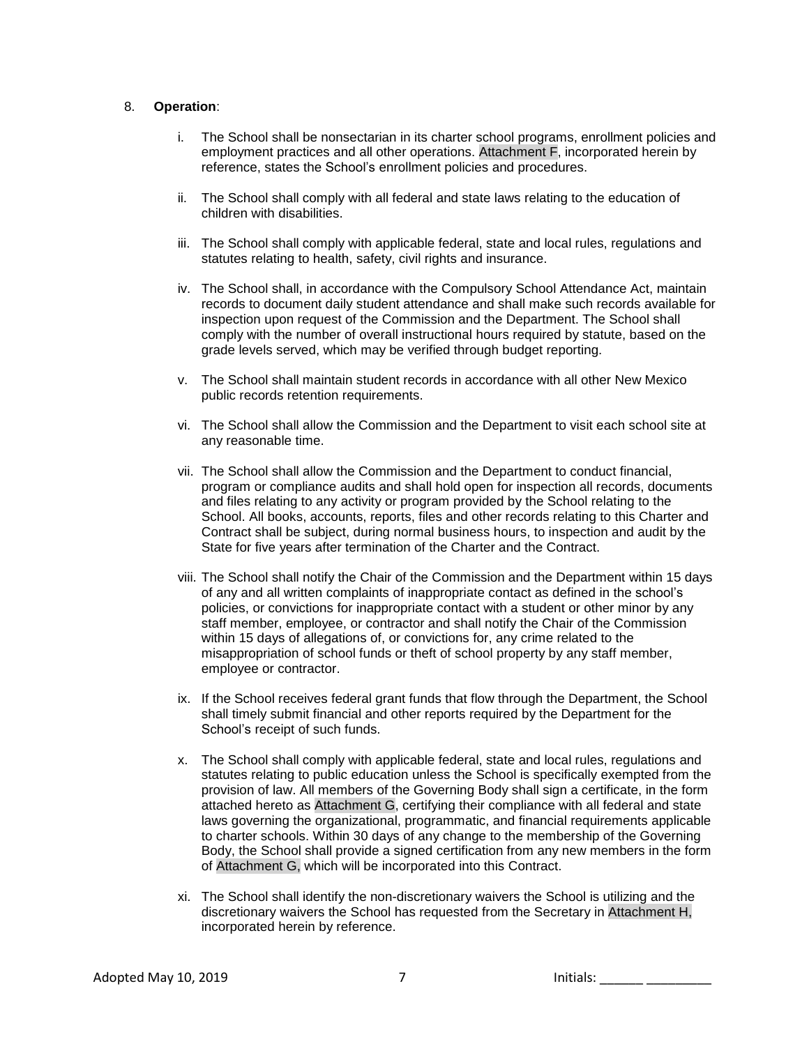8. **Operation**:

   i. The School shall be nonsectarian in its charter school programs, enrollment policies and employment practices and all other operations. Attachment F, incorporated herein by reference, states the School's enrollment policies and procedures.

   ii. The School shall comply with all federal and state laws relating to the education of children with disabilities.

   iii. The School shall comply with applicable federal, state and local rules, regulations and statutes relating to health, safety, civil rights and insurance.

   iv. The School shall, in accordance with the Compulsory School Attendance Act, maintain records to document daily student attendance and shall make such records available for inspection upon request of the Commission and the Department. The School shall comply with the number of overall instructional hours required by statute, based on the grade levels served, which may be verified through budget reporting.

   v. The School shall maintain student records in accordance with all other New Mexico public records retention requirements.

   vi. The School shall allow the Commission and the Department to visit each school site at any reasonable time.

   vii. The School shall allow the Commission and the Department to conduct financial, program or compliance audits and shall hold open for inspection all records, documents and files relating to any activity or program provided by the School relating to the School. All books, accounts, reports, files and other records relating to this Charter and Contract shall be subject, during normal business hours, to inspection and audit by the State for five years after termination of the Charter and the Contract.

   viii. The School shall notify the Chair of the Commission and the Department within 15 days of any and all written complaints of inappropriate contact as defined in the school's policies, or convictions for inappropriate contact with a student or other minor by any staff member, employee, or contractor and shall notify the Chair of the Commission within 15 days of allegations of, or convictions for, any crime related to the misappropriation of school funds or theft of school property by any staff member, employee or contractor.

   ix. If the School receives federal grant funds that flow through the Department, the School shall timely submit financial and other reports required by the Department for the School's receipt of such funds.

   x. The School shall comply with applicable federal, state and local rules, regulations and statutes relating to public education unless the School is specifically exempted from the provision of law. All members of the Governing Body shall sign a certificate, in the form attached hereto as Attachment G, certifying their compliance with all federal and state laws governing the organizational, programmatic, and financial requirements applicable to charter schools. Within 30 days of any change to the membership of the Governing Body, the School shall provide a signed certification from any new members in the form of Attachment G, which will be incorporated into this Contract.

   xi. The School shall identify the non-discretionary waivers the School is utilizing and the discretionary waivers the School has requested from the Secretary in Attachment H, incorporated herein by reference.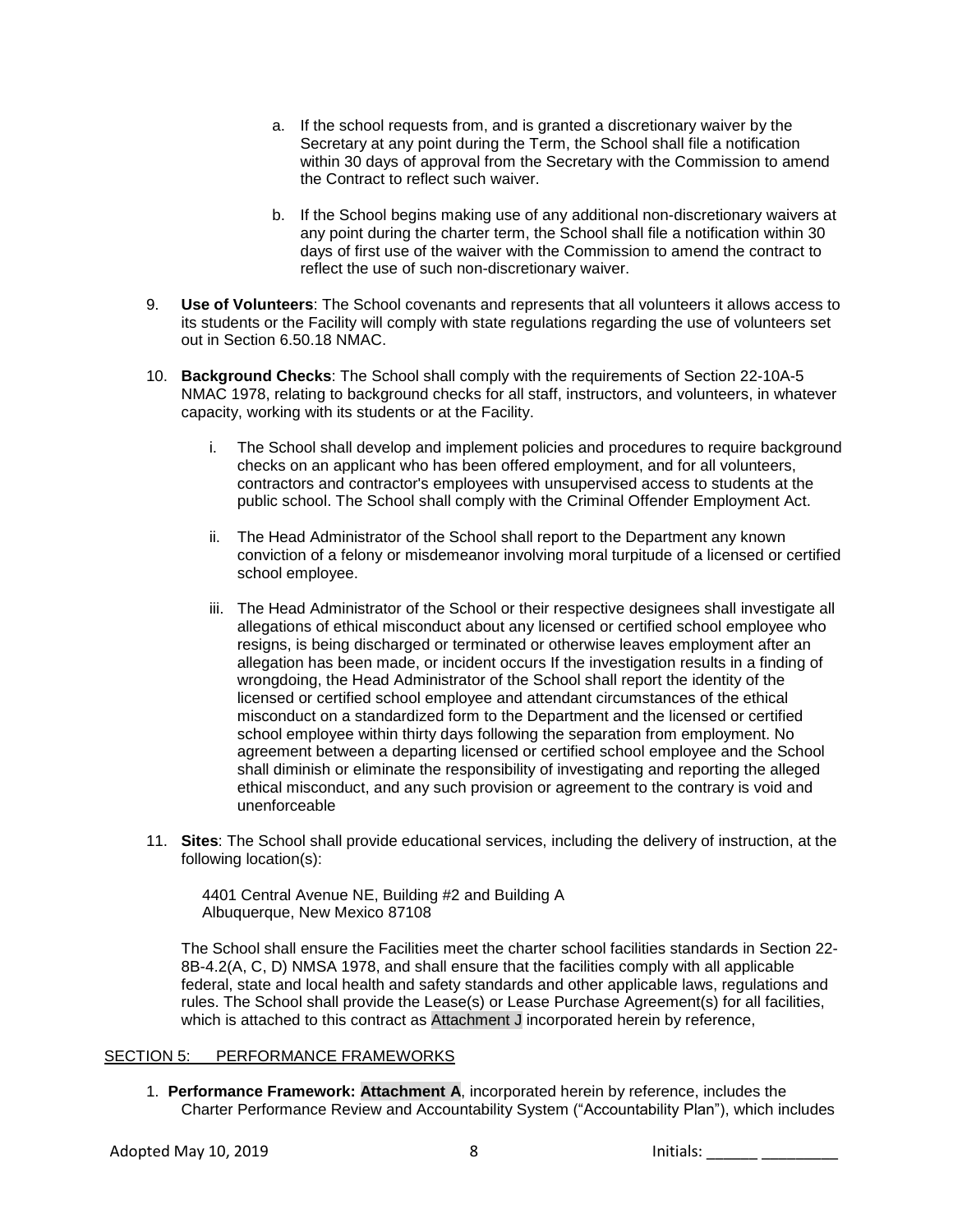a. If the school requests from, and is granted a discretionary waiver by the Secretary at any point during the Term, the School shall file a notification within 30 days of approval from the Secretary with the Commission to amend the Contract to reflect such waiver.

b. If the School begins making use of any additional non-discretionary waivers at any point during the charter term, the School shall file a notification within 30 days of first use of the waiver with the Commission to amend the contract to reflect the use of such non-discretionary waiver.

9. **Use of Volunteers**: The School covenants and represents that all volunteers it allows access to its students or the Facility will comply with state regulations regarding the use of volunteers set out in Section 6.50.18 NMAC.

10. **Background Checks**: The School shall comply with the requirements of Section 22-10A-5 NMAC 1978, relating to background checks for all staff, instructors, and volunteers, in whatever capacity, working with its students or at the Facility.

    i. The School shall develop and implement policies and procedures to require background checks on an applicant who has been offered employment, and for all volunteers, contractors and contractor's employees with unsupervised access to students at the public school. The School shall comply with the Criminal Offender Employment Act.

    ii. The Head Administrator of the School shall report to the Department any known conviction of a felony or misdemeanor involving moral turpitude of a licensed or certified school employee.

    iii. The Head Administrator of the School or their respective designees shall investigate all allegations of ethical misconduct about any licensed or certified school employee who resigns, is being discharged or terminated or otherwise leaves employment after an allegation has been made, or incident occurs If the investigation results in a finding of wrongdoing, the Head Administrator of the School shall report the identity of the licensed or certified school employee and attendant circumstances of the ethical misconduct on a standardized form to the Department and the licensed or certified school employee within thirty days following the separation from employment. No agreement between a departing licensed or certified school employee and the School shall diminish or eliminate the responsibility of investigating and reporting the alleged ethical misconduct, and any such provision or agreement to the contrary is void and unenforceable

11. **Sites**: The School shall provide educational services, including the delivery of instruction, at the following location(s):

    4401 Central Avenue NE, Building #2 and Building A
    Albuquerque, New Mexico 87108

    The School shall ensure the Facilities meet the charter school facilities standards in Section 22-8B-4.2(A, C, D) NMSA 1978, and shall ensure that the facilities comply with all applicable federal, state and local health and safety standards and other applicable laws, regulations and rules. The School shall provide the Lease(s) or Lease Purchase Agreement(s) for all facilities, which is attached to this contract as Attachment J incorporated herein by reference,

SECTION 5: PERFORMANCE FRAMEWORKS

1. **Performance Framework: Attachment A**, incorporated herein by reference, includes the Charter Performance Review and Accountability System ("Accountability Plan"), which includes

Adopted May 10, 2019 Initials: ______ _________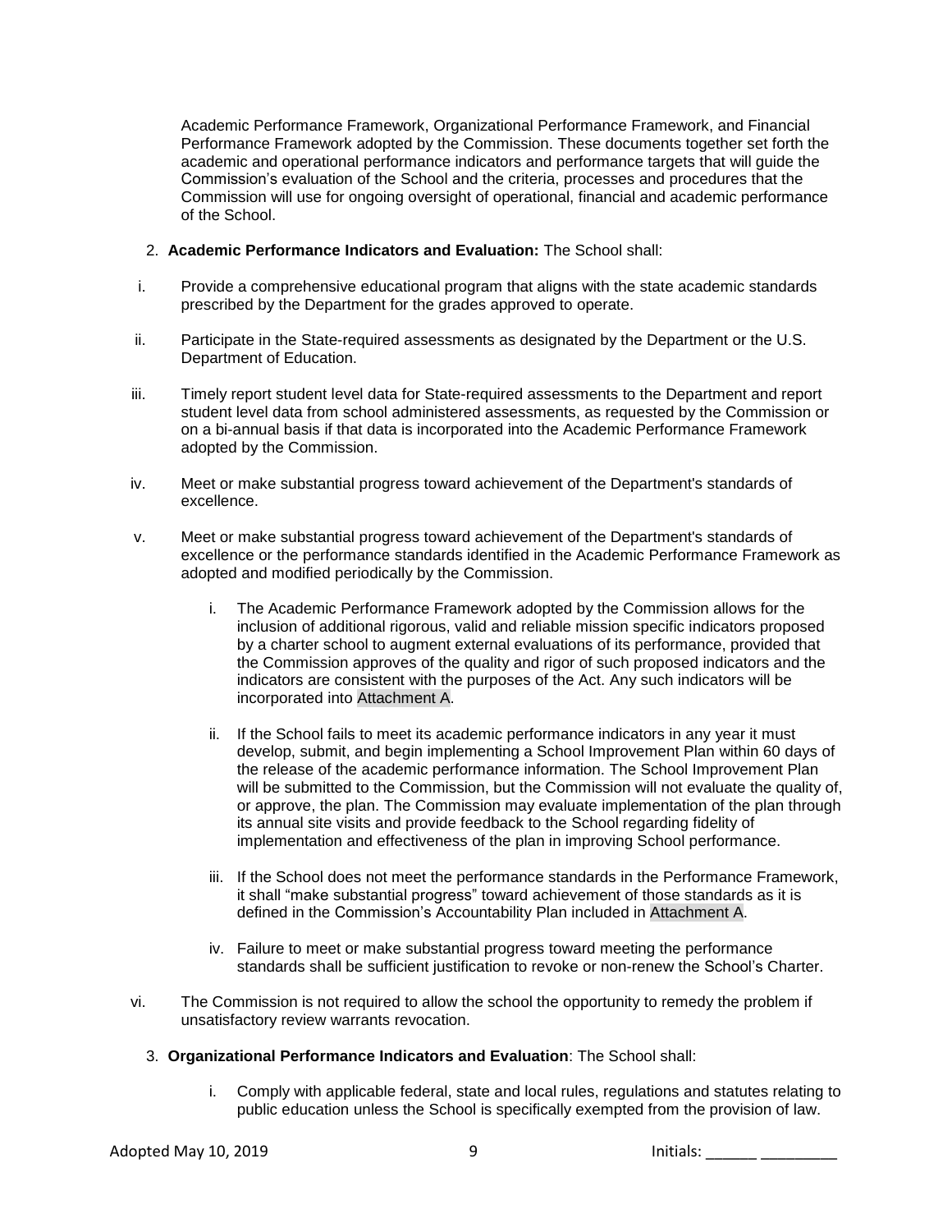Academic Performance Framework, Organizational Performance Framework, and Financial Performance Framework adopted by the Commission. These documents together set forth the academic and operational performance indicators and performance targets that will guide the Commission's evaluation of the School and the criteria, processes and procedures that the Commission will use for ongoing oversight of operational, financial and academic performance of the School.

2. **Academic Performance Indicators and Evaluation:** The School shall:

i. Provide a comprehensive educational program that aligns with the state academic standards prescribed by the Department for the grades approved to operate.

ii. Participate in the State-required assessments as designated by the Department or the U.S. Department of Education.

iii. Timely report student level data for State-required assessments to the Department and report student level data from school administered assessments, as requested by the Commission or on a bi-annual basis if that data is incorporated into the Academic Performance Framework adopted by the Commission.

iv. Meet or make substantial progress toward achievement of the Department's standards of excellence.

v. Meet or make substantial progress toward achievement of the Department's standards of excellence or the performance standards identified in the Academic Performance Framework as adopted and modified periodically by the Commission.

   i. The Academic Performance Framework adopted by the Commission allows for the inclusion of additional rigorous, valid and reliable mission specific indicators proposed by a charter school to augment external evaluations of its performance, provided that the Commission approves of the quality and rigor of such proposed indicators and the indicators are consistent with the purposes of the Act. Any such indicators will be incorporated into Attachment A.

   ii. If the School fails to meet its academic performance indicators in any year it must develop, submit, and begin implementing a School Improvement Plan within 60 days of the release of the academic performance information. The School Improvement Plan will be submitted to the Commission, but the Commission will not evaluate the quality of, or approve, the plan. The Commission may evaluate implementation of the plan through its annual site visits and provide feedback to the School regarding fidelity of implementation and effectiveness of the plan in improving School performance.

   iii. If the School does not meet the performance standards in the Performance Framework, it shall "make substantial progress" toward achievement of those standards as it is defined in the Commission's Accountability Plan included in Attachment A.

   iv. Failure to meet or make substantial progress toward meeting the performance standards shall be sufficient justification to revoke or non-renew the School's Charter.

vi. The Commission is not required to allow the school the opportunity to remedy the problem if unsatisfactory review warrants revocation.

3. **Organizational Performance Indicators and Evaluation**: The School shall:

   i. Comply with applicable federal, state and local rules, regulations and statutes relating to public education unless the School is specifically exempted from the provision of law.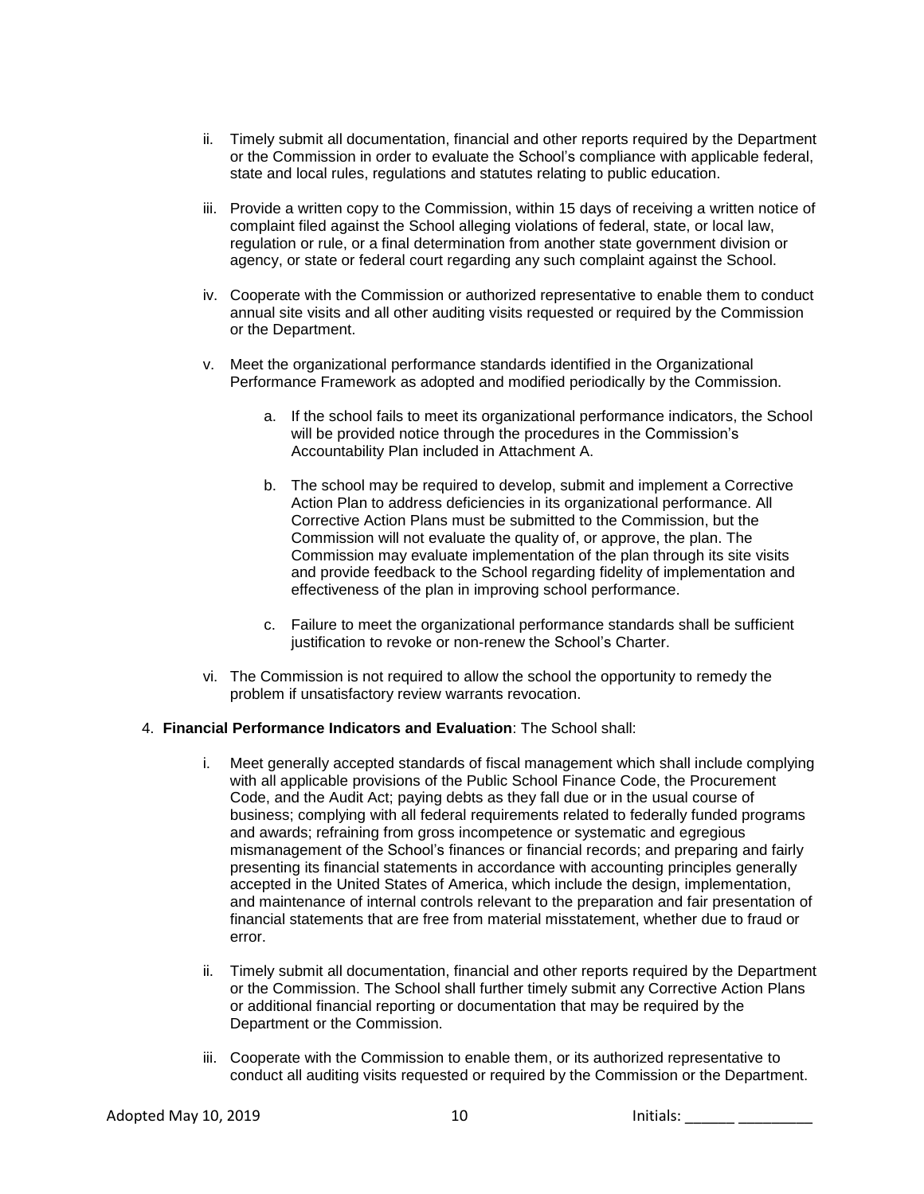ii. Timely submit all documentation, financial and other reports required by the Department or the Commission in order to evaluate the School's compliance with applicable federal, state and local rules, regulations and statutes relating to public education.

iii. Provide a written copy to the Commission, within 15 days of receiving a written notice of complaint filed against the School alleging violations of federal, state, or local law, regulation or rule, or a final determination from another state government division or agency, or state or federal court regarding any such complaint against the School.

iv. Cooperate with the Commission or authorized representative to enable them to conduct annual site visits and all other auditing visits requested or required by the Commission or the Department.

v. Meet the organizational performance standards identified in the Organizational Performance Framework as adopted and modified periodically by the Commission.

   a. If the school fails to meet its organizational performance indicators, the School will be provided notice through the procedures in the Commission's Accountability Plan included in Attachment A.

   b. The school may be required to develop, submit and implement a Corrective Action Plan to address deficiencies in its organizational performance. All Corrective Action Plans must be submitted to the Commission, but the Commission will not evaluate the quality of, or approve, the plan. The Commission may evaluate implementation of the plan through its site visits and provide feedback to the School regarding fidelity of implementation and effectiveness of the plan in improving school performance.

   c. Failure to meet the organizational performance standards shall be sufficient justification to revoke or non-renew the School's Charter.

vi. The Commission is not required to allow the school the opportunity to remedy the problem if unsatisfactory review warrants revocation.

4. **Financial Performance Indicators and Evaluation**: The School shall:

i. Meet generally accepted standards of fiscal management which shall include complying with all applicable provisions of the Public School Finance Code, the Procurement Code, and the Audit Act; paying debts as they fall due or in the usual course of business; complying with all federal requirements related to federally funded programs and awards; refraining from gross incompetence or systematic and egregious mismanagement of the School's finances or financial records; and preparing and fairly presenting its financial statements in accordance with accounting principles generally accepted in the United States of America, which include the design, implementation, and maintenance of internal controls relevant to the preparation and fair presentation of financial statements that are free from material misstatement, whether due to fraud or error.

ii. Timely submit all documentation, financial and other reports required by the Department or the Commission. The School shall further timely submit any Corrective Action Plans or additional financial reporting or documentation that may be required by the Department or the Commission.

iii. Cooperate with the Commission to enable them, or its authorized representative to conduct all auditing visits requested or required by the Commission or the Department.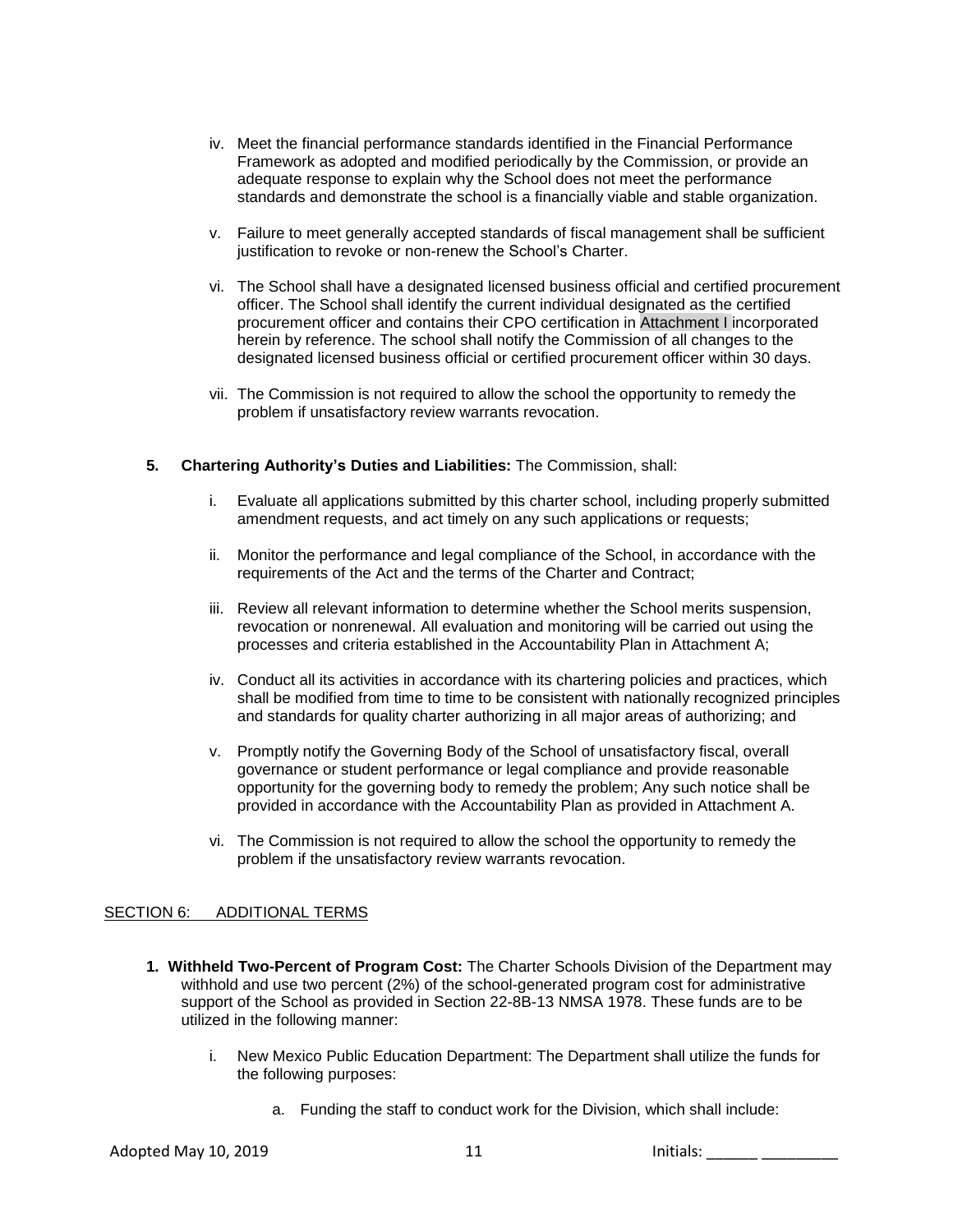iv. Meet the financial performance standards identified in the Financial Performance Framework as adopted and modified periodically by the Commission, or provide an adequate response to explain why the School does not meet the performance standards and demonstrate the school is a financially viable and stable organization.

v. Failure to meet generally accepted standards of fiscal management shall be sufficient justification to revoke or non-renew the School's Charter.

vi. The School shall have a designated licensed business official and certified procurement officer. The School shall identify the current individual designated as the certified procurement officer and contains their CPO certification in Attachment I incorporated herein by reference. The school shall notify the Commission of all changes to the designated licensed business official or certified procurement officer within 30 days.

vii. The Commission is not required to allow the school the opportunity to remedy the problem if unsatisfactory review warrants revocation.

**5. Chartering Authority's Duties and Liabilities:** The Commission, shall:

i. Evaluate all applications submitted by this charter school, including properly submitted amendment requests, and act timely on any such applications or requests;

ii. Monitor the performance and legal compliance of the School, in accordance with the requirements of the Act and the terms of the Charter and Contract;

iii. Review all relevant information to determine whether the School merits suspension, revocation or nonrenewal. All evaluation and monitoring will be carried out using the processes and criteria established in the Accountability Plan in Attachment A;

iv. Conduct all its activities in accordance with its chartering policies and practices, which shall be modified from time to time to be consistent with nationally recognized principles and standards for quality charter authorizing in all major areas of authorizing; and

v. Promptly notify the Governing Body of the School of unsatisfactory fiscal, overall governance or student performance or legal compliance and provide reasonable opportunity for the governing body to remedy the problem; Any such notice shall be provided in accordance with the Accountability Plan as provided in Attachment A.

vi. The Commission is not required to allow the school the opportunity to remedy the problem if the unsatisfactory review warrants revocation.

## SECTION 6: ADDITIONAL TERMS

**1. Withheld Two-Percent of Program Cost:** The Charter Schools Division of the Department may withhold and use two percent (2%) of the school-generated program cost for administrative support of the School as provided in Section 22-8B-13 NMSA 1978. These funds are to be utilized in the following manner:

i. New Mexico Public Education Department: The Department shall utilize the funds for the following purposes:

a. Funding the staff to conduct work for the Division, which shall include: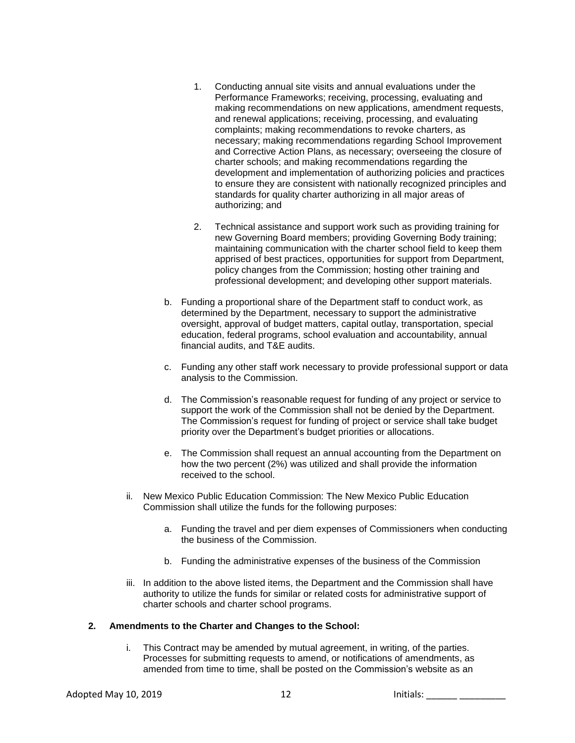1. Conducting annual site visits and annual evaluations under the Performance Frameworks; receiving, processing, evaluating and making recommendations on new applications, amendment requests, and renewal applications; receiving, processing, and evaluating complaints; making recommendations to revoke charters, as necessary; making recommendations regarding School Improvement and Corrective Action Plans, as necessary; overseeing the closure of charter schools; and making recommendations regarding the development and implementation of authorizing policies and practices to ensure they are consistent with nationally recognized principles and standards for quality charter authorizing in all major areas of authorizing; and

2. Technical assistance and support work such as providing training for new Governing Board members; providing Governing Body training; maintaining communication with the charter school field to keep them apprised of best practices, opportunities for support from Department, policy changes from the Commission; hosting other training and professional development; and developing other support materials.

b. Funding a proportional share of the Department staff to conduct work, as determined by the Department, necessary to support the administrative oversight, approval of budget matters, capital outlay, transportation, special education, federal programs, school evaluation and accountability, annual financial audits, and T&E audits.

c. Funding any other staff work necessary to provide professional support or data analysis to the Commission.

d. The Commission's reasonable request for funding of any project or service to support the work of the Commission shall not be denied by the Department. The Commission's request for funding of project or service shall take budget priority over the Department's budget priorities or allocations.

e. The Commission shall request an annual accounting from the Department on how the two percent (2%) was utilized and shall provide the information received to the school.

ii. New Mexico Public Education Commission: The New Mexico Public Education Commission shall utilize the funds for the following purposes:

a. Funding the travel and per diem expenses of Commissioners when conducting the business of the Commission.

b. Funding the administrative expenses of the business of the Commission

iii. In addition to the above listed items, the Department and the Commission shall have authority to utilize the funds for similar or related costs for administrative support of charter schools and charter school programs.

**2. Amendments to the Charter and Changes to the School:**

i. This Contract may be amended by mutual agreement, in writing, of the parties. Processes for submitting requests to amend, or notifications of amendments, as amended from time to time, shall be posted on the Commission's website as an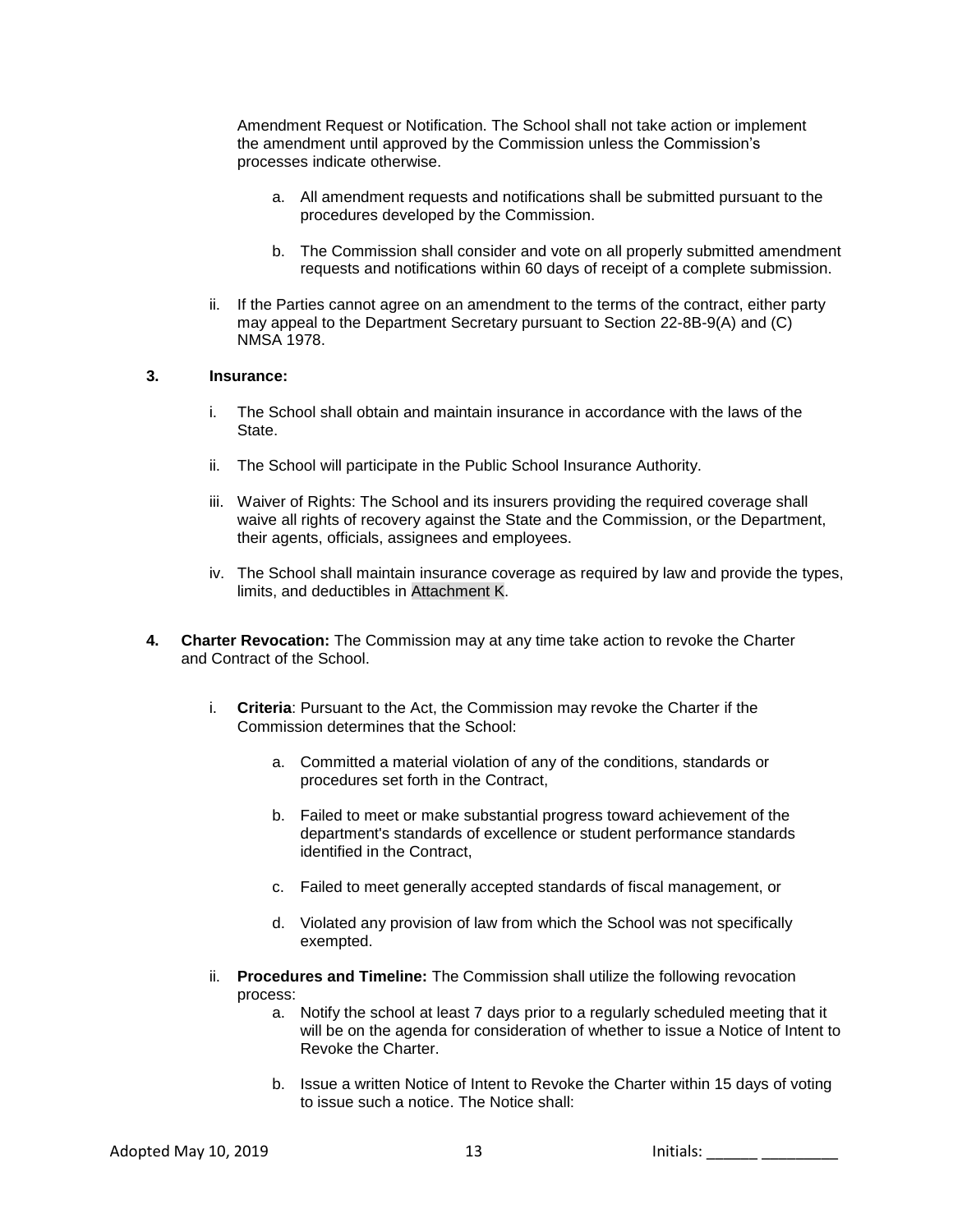Amendment Request or Notification. The School shall not take action or implement the amendment until approved by the Commission unless the Commission's processes indicate otherwise.

a. All amendment requests and notifications shall be submitted pursuant to the procedures developed by the Commission.

b. The Commission shall consider and vote on all properly submitted amendment requests and notifications within 60 days of receipt of a complete submission.

ii. If the Parties cannot agree on an amendment to the terms of the contract, either party may appeal to the Department Secretary pursuant to Section 22-8B-9(A) and (C) NMSA 1978.

**3. Insurance:**

i. The School shall obtain and maintain insurance in accordance with the laws of the State.

ii. The School will participate in the Public School Insurance Authority.

iii. Waiver of Rights: The School and its insurers providing the required coverage shall waive all rights of recovery against the State and the Commission, or the Department, their agents, officials, assignees and employees.

iv. The School shall maintain insurance coverage as required by law and provide the types, limits, and deductibles in Attachment K.

**4. Charter Revocation:** The Commission may at any time take action to revoke the Charter and Contract of the School.

i. **Criteria**: Pursuant to the Act, the Commission may revoke the Charter if the Commission determines that the School:

a. Committed a material violation of any of the conditions, standards or procedures set forth in the Contract,

b. Failed to meet or make substantial progress toward achievement of the department's standards of excellence or student performance standards identified in the Contract,

c. Failed to meet generally accepted standards of fiscal management, or

d. Violated any provision of law from which the School was not specifically exempted.

ii. **Procedures and Timeline:** The Commission shall utilize the following revocation process:

a. Notify the school at least 7 days prior to a regularly scheduled meeting that it will be on the agenda for consideration of whether to issue a Notice of Intent to Revoke the Charter.

b. Issue a written Notice of Intent to Revoke the Charter within 15 days of voting to issue such a notice. The Notice shall:

Adopted May 10, 2019 Initials: ______ _________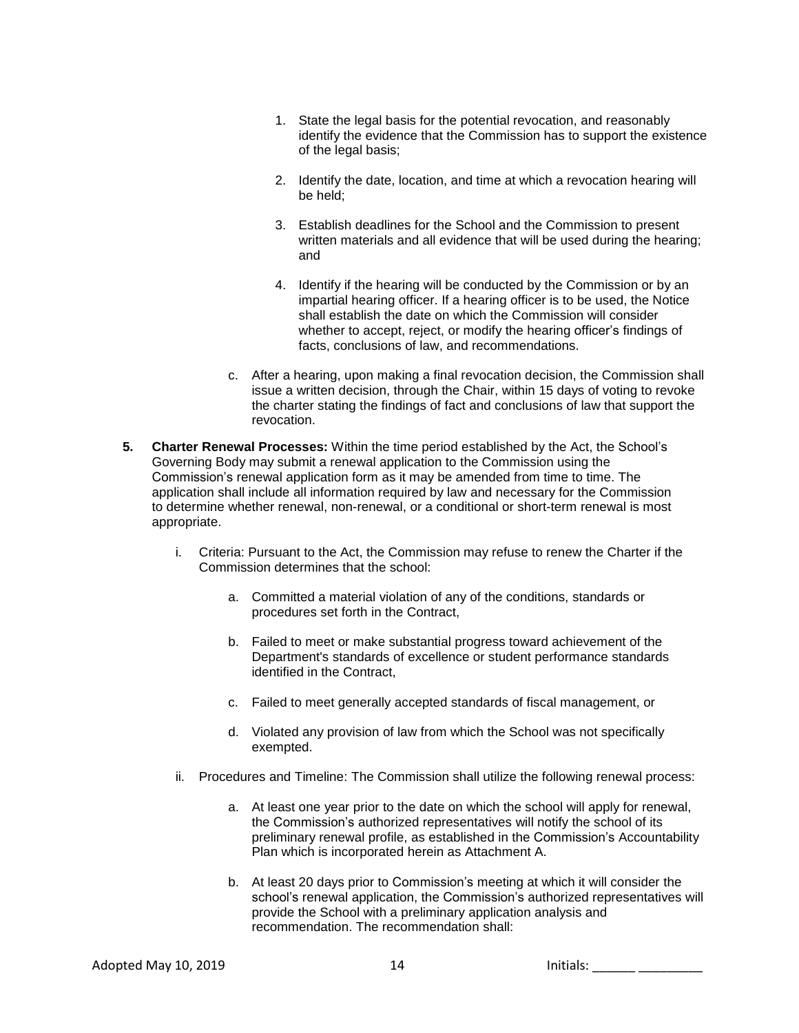1. State the legal basis for the potential revocation, and reasonably identify the evidence that the Commission has to support the existence of the legal basis;

2. Identify the date, location, and time at which a revocation hearing will be held;

3. Establish deadlines for the School and the Commission to present written materials and all evidence that will be used during the hearing; and

4. Identify if the hearing will be conducted by the Commission or by an impartial hearing officer. If a hearing officer is to be used, the Notice shall establish the date on which the Commission will consider whether to accept, reject, or modify the hearing officer's findings of facts, conclusions of law, and recommendations.

c. After a hearing, upon making a final revocation decision, the Commission shall issue a written decision, through the Chair, within 15 days of voting to revoke the charter stating the findings of fact and conclusions of law that support the revocation.

**5. Charter Renewal Processes:** Within the time period established by the Act, the School's Governing Body may submit a renewal application to the Commission using the Commission's renewal application form as it may be amended from time to time. The application shall include all information required by law and necessary for the Commission to determine whether renewal, non-renewal, or a conditional or short-term renewal is most appropriate.

i. Criteria: Pursuant to the Act, the Commission may refuse to renew the Charter if the Commission determines that the school:

a. Committed a material violation of any of the conditions, standards or procedures set forth in the Contract,

b. Failed to meet or make substantial progress toward achievement of the Department's standards of excellence or student performance standards identified in the Contract,

c. Failed to meet generally accepted standards of fiscal management, or

d. Violated any provision of law from which the School was not specifically exempted.

ii. Procedures and Timeline: The Commission shall utilize the following renewal process:

a. At least one year prior to the date on which the school will apply for renewal, the Commission's authorized representatives will notify the school of its preliminary renewal profile, as established in the Commission's Accountability Plan which is incorporated herein as Attachment A.

b. At least 20 days prior to Commission's meeting at which it will consider the school's renewal application, the Commission's authorized representatives will provide the School with a preliminary application analysis and recommendation. The recommendation shall: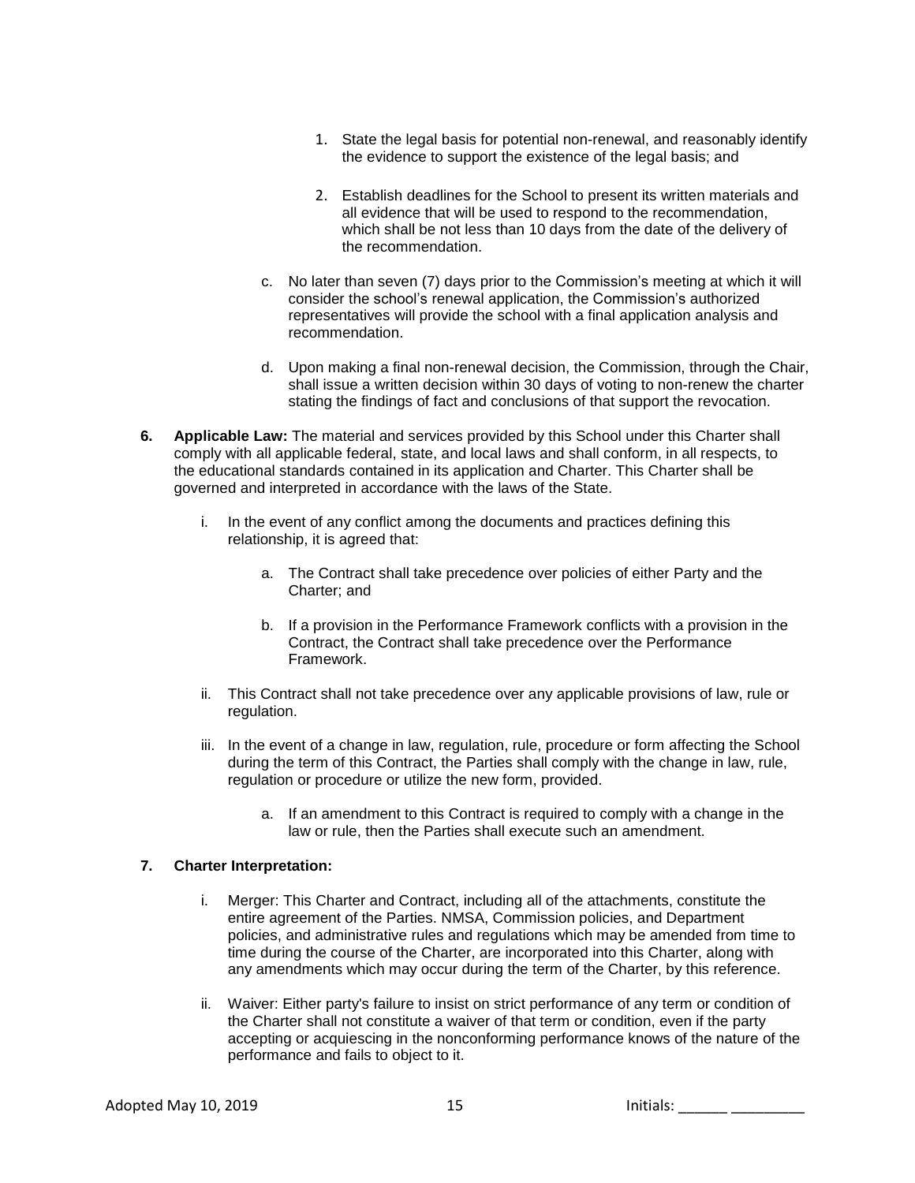1. State the legal basis for potential non-renewal, and reasonably identify the evidence to support the existence of the legal basis; and

2. Establish deadlines for the School to present its written materials and all evidence that will be used to respond to the recommendation, which shall be not less than 10 days from the date of the delivery of the recommendation.

c. No later than seven (7) days prior to the Commission's meeting at which it will consider the school's renewal application, the Commission's authorized representatives will provide the school with a final application analysis and recommendation.

d. Upon making a final non-renewal decision, the Commission, through the Chair, shall issue a written decision within 30 days of voting to non-renew the charter stating the findings of fact and conclusions of that support the revocation.

**6. Applicable Law:** The material and services provided by this School under this Charter shall comply with all applicable federal, state, and local laws and shall conform, in all respects, to the educational standards contained in its application and Charter. This Charter shall be governed and interpreted in accordance with the laws of the State.

i. In the event of any conflict among the documents and practices defining this relationship, it is agreed that:

   a. The Contract shall take precedence over policies of either Party and the Charter; and

   b. If a provision in the Performance Framework conflicts with a provision in the Contract, the Contract shall take precedence over the Performance Framework.

ii. This Contract shall not take precedence over any applicable provisions of law, rule or regulation.

iii. In the event of a change in law, regulation, rule, procedure or form affecting the School during the term of this Contract, the Parties shall comply with the change in law, rule, regulation or procedure or utilize the new form, provided.

   a. If an amendment to this Contract is required to comply with a change in the law or rule, then the Parties shall execute such an amendment.

**7. Charter Interpretation:**

i. Merger: This Charter and Contract, including all of the attachments, constitute the entire agreement of the Parties. NMSA, Commission policies, and Department policies, and administrative rules and regulations which may be amended from time to time during the course of the Charter, are incorporated into this Charter, along with any amendments which may occur during the term of the Charter, by this reference.

ii. Waiver: Either party's failure to insist on strict performance of any term or condition of the Charter shall not constitute a waiver of that term or condition, even if the party accepting or acquiescing in the nonconforming performance knows of the nature of the performance and fails to object to it.

Adopted May 10, 2019 Initials: ______ _________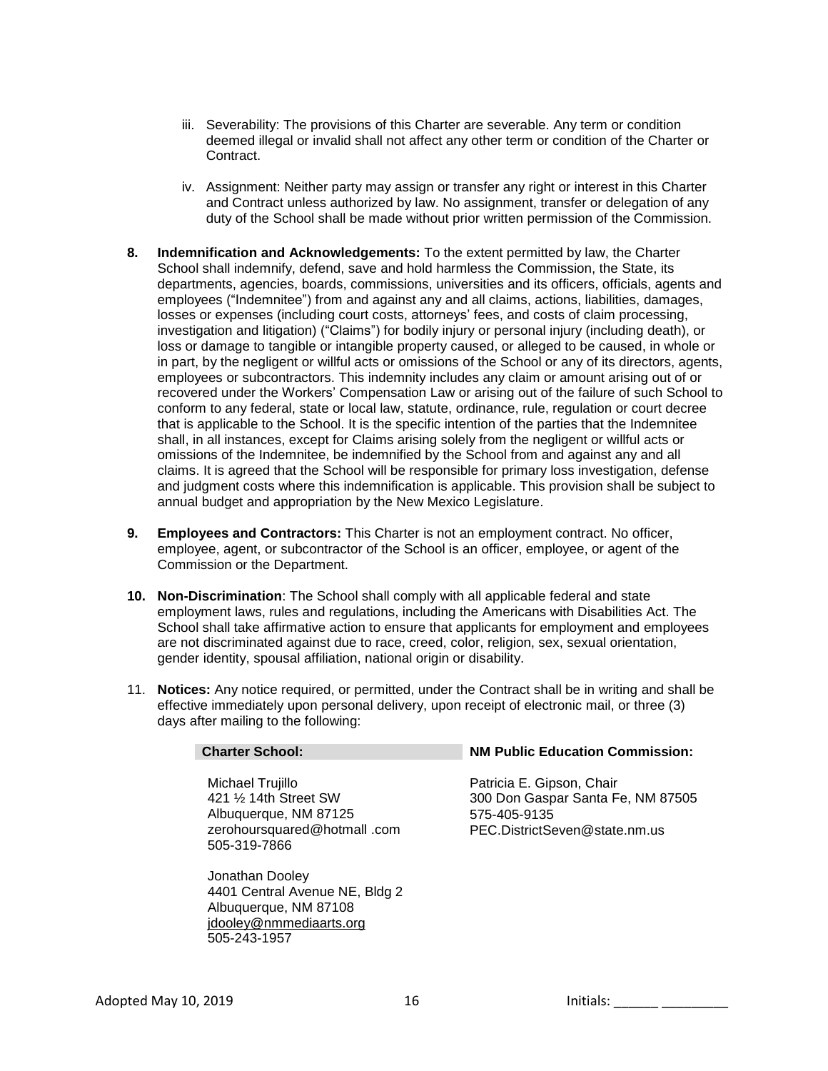iii. Severability: The provisions of this Charter are severable. Any term or condition deemed illegal or invalid shall not affect any other term or condition of the Charter or Contract.

iv. Assignment: Neither party may assign or transfer any right or interest in this Charter and Contract unless authorized by law. No assignment, transfer or delegation of any duty of the School shall be made without prior written permission of the Commission.

**8. Indemnification and Acknowledgements:** To the extent permitted by law, the Charter School shall indemnify, defend, save and hold harmless the Commission, the State, its departments, agencies, boards, commissions, universities and its officers, officials, agents and employees ("Indemnitee") from and against any and all claims, actions, liabilities, damages, losses or expenses (including court costs, attorneys' fees, and costs of claim processing, investigation and litigation) ("Claims") for bodily injury or personal injury (including death), or loss or damage to tangible or intangible property caused, or alleged to be caused, in whole or in part, by the negligent or willful acts or omissions of the School or any of its directors, agents, employees or subcontractors. This indemnity includes any claim or amount arising out of or recovered under the Workers' Compensation Law or arising out of the failure of such School to conform to any federal, state or local law, statute, ordinance, rule, regulation or court decree that is applicable to the School. It is the specific intention of the parties that the Indemnitee shall, in all instances, except for Claims arising solely from the negligent or willful acts or omissions of the Indemnitee, be indemnified by the School from and against any and all claims. It is agreed that the School will be responsible for primary loss investigation, defense and judgment costs where this indemnification is applicable. This provision shall be subject to annual budget and appropriation by the New Mexico Legislature.

**9. Employees and Contractors:** This Charter is not an employment contract. No officer, employee, agent, or subcontractor of the School is an officer, employee, or agent of the Commission or the Department.

**10. Non-Discrimination**: The School shall comply with all applicable federal and state employment laws, rules and regulations, including the Americans with Disabilities Act. The School shall take affirmative action to ensure that applicants for employment and employees are not discriminated against due to race, creed, color, religion, sex, sexual orientation, gender identity, spousal affiliation, national origin or disability.

11. **Notices:** Any notice required, or permitted, under the Contract shall be in writing and shall be effective immediately upon personal delivery, upon receipt of electronic mail, or three (3) days after mailing to the following:

| Charter School: | NM Public Education Commission: |
| --- | --- |
| Michael Trujillo<br>421 ½ 14th Street SW<br>Albuquerque, NM 87125<br>zerohoursquared@hotmall .com<br>505-319-7866 | Patricia E. Gipson, Chair<br>300 Don Gaspar Santa Fe, NM 87505<br>575-405-9135<br>PEC.DistrictSeven@state.nm.us |
| Jonathan Dooley<br>4401 Central Avenue NE, Bldg 2<br>Albuquerque, NM 87108<br>jdooley@nmmediaarts.org<br>505-243-1957 | |

Adopted May 10, 2019 Initials: ______ _________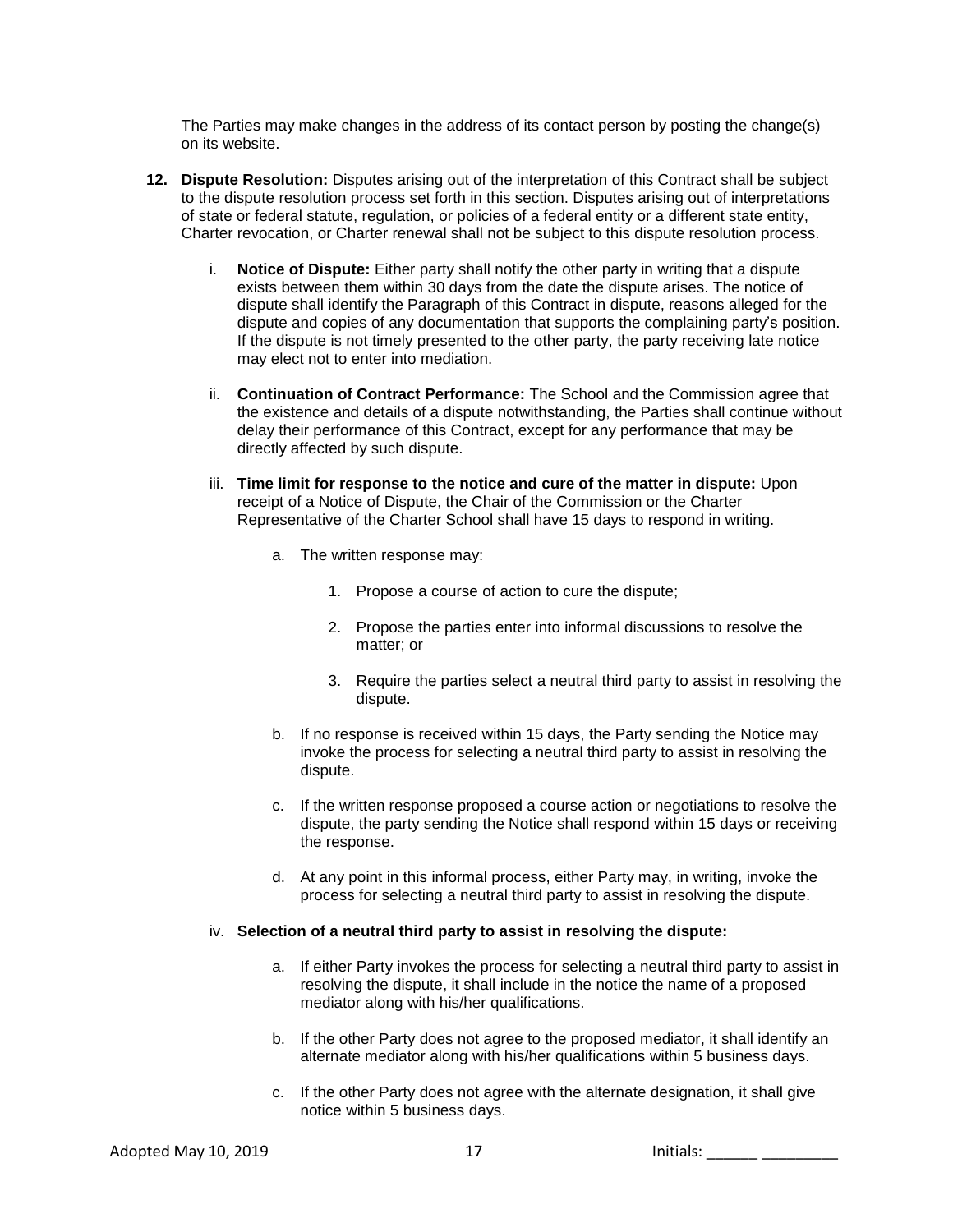The Parties may make changes in the address of its contact person by posting the change(s) on its website.

12. **Dispute Resolution:** Disputes arising out of the interpretation of this Contract shall be subject to the dispute resolution process set forth in this section. Disputes arising out of interpretations of state or federal statute, regulation, or policies of a federal entity or a different state entity, Charter revocation, or Charter renewal shall not be subject to this dispute resolution process.

    i. **Notice of Dispute:** Either party shall notify the other party in writing that a dispute exists between them within 30 days from the date the dispute arises. The notice of dispute shall identify the Paragraph of this Contract in dispute, reasons alleged for the dispute and copies of any documentation that supports the complaining party's position. If the dispute is not timely presented to the other party, the party receiving late notice may elect not to enter into mediation.

    ii. **Continuation of Contract Performance:** The School and the Commission agree that the existence and details of a dispute notwithstanding, the Parties shall continue without delay their performance of this Contract, except for any performance that may be directly affected by such dispute.

    iii. **Time limit for response to the notice and cure of the matter in dispute:** Upon receipt of a Notice of Dispute, the Chair of the Commission or the Charter Representative of the Charter School shall have 15 days to respond in writing.

        a. The written response may:

            1. Propose a course of action to cure the dispute;

            2. Propose the parties enter into informal discussions to resolve the matter; or

            3. Require the parties select a neutral third party to assist in resolving the dispute.

        b. If no response is received within 15 days, the Party sending the Notice may invoke the process for selecting a neutral third party to assist in resolving the dispute.

        c. If the written response proposed a course action or negotiations to resolve the dispute, the party sending the Notice shall respond within 15 days or receiving the response.

        d. At any point in this informal process, either Party may, in writing, invoke the process for selecting a neutral third party to assist in resolving the dispute.

    iv. **Selection of a neutral third party to assist in resolving the dispute:**

        a. If either Party invokes the process for selecting a neutral third party to assist in resolving the dispute, it shall include in the notice the name of a proposed mediator along with his/her qualifications.

        b. If the other Party does not agree to the proposed mediator, it shall identify an alternate mediator along with his/her qualifications within 5 business days.

        c. If the other Party does not agree with the alternate designation, it shall give notice within 5 business days.

Adopted May 10, 2019 Initials: ______ _________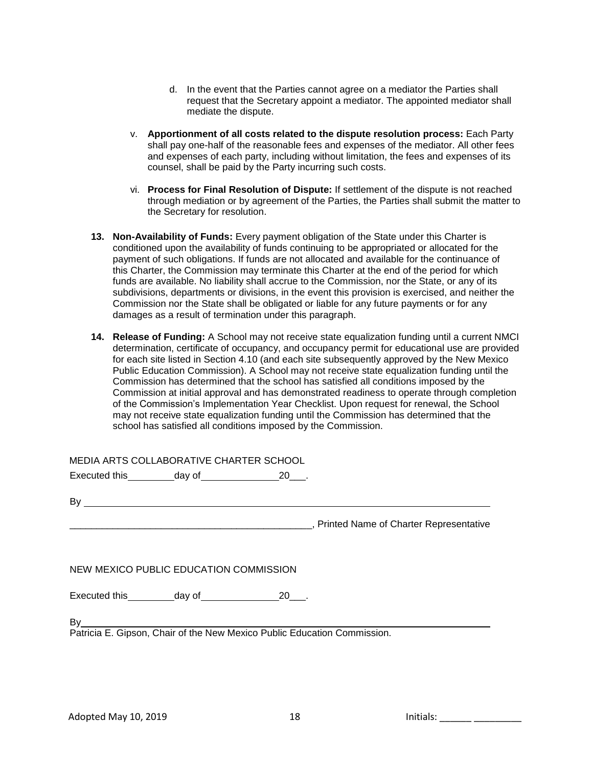d. In the event that the Parties cannot agree on a mediator the Parties shall request that the Secretary appoint a mediator. The appointed mediator shall mediate the dispute.

v. **Apportionment of all costs related to the dispute resolution process:** Each Party shall pay one-half of the reasonable fees and expenses of the mediator. All other fees and expenses of each party, including without limitation, the fees and expenses of its counsel, shall be paid by the Party incurring such costs.

vi. **Process for Final Resolution of Dispute:** If settlement of the dispute is not reached through mediation or by agreement of the Parties, the Parties shall submit the matter to the Secretary for resolution.

**13. Non-Availability of Funds:** Every payment obligation of the State under this Charter is conditioned upon the availability of funds continuing to be appropriated or allocated for the payment of such obligations. If funds are not allocated and available for the continuance of this Charter, the Commission may terminate this Charter at the end of the period for which funds are available. No liability shall accrue to the Commission, nor the State, or any of its subdivisions, departments or divisions, in the event this provision is exercised, and neither the Commission nor the State shall be obligated or liable for any future payments or for any damages as a result of termination under this paragraph.

**14. Release of Funding:** A School may not receive state equalization funding until a current NMCI determination, certificate of occupancy, and occupancy permit for educational use are provided for each site listed in Section 4.10 (and each site subsequently approved by the New Mexico Public Education Commission). A School may not receive state equalization funding until the Commission has determined that the school has satisfied all conditions imposed by the Commission at initial approval and has demonstrated readiness to operate through completion of the Commission's Implementation Year Checklist. Upon request for renewal, the School may not receive state equalization funding until the Commission has determined that the school has satisfied all conditions imposed by the Commission.

MEDIA ARTS COLLABORATIVE CHARTER SCHOOL

Executed this_________day of_______________20___.

By ________________________________________________________________________________

_______________________________________________, Printed Name of Charter Representative

NEW MEXICO PUBLIC EDUCATION COMMISSION

Executed this_________day of_______________20___.

By________________________________________________________________________________

Patricia E. Gipson, Chair of the New Mexico Public Education Commission.

Adopted May 10, 2019

Initials: ______ _________